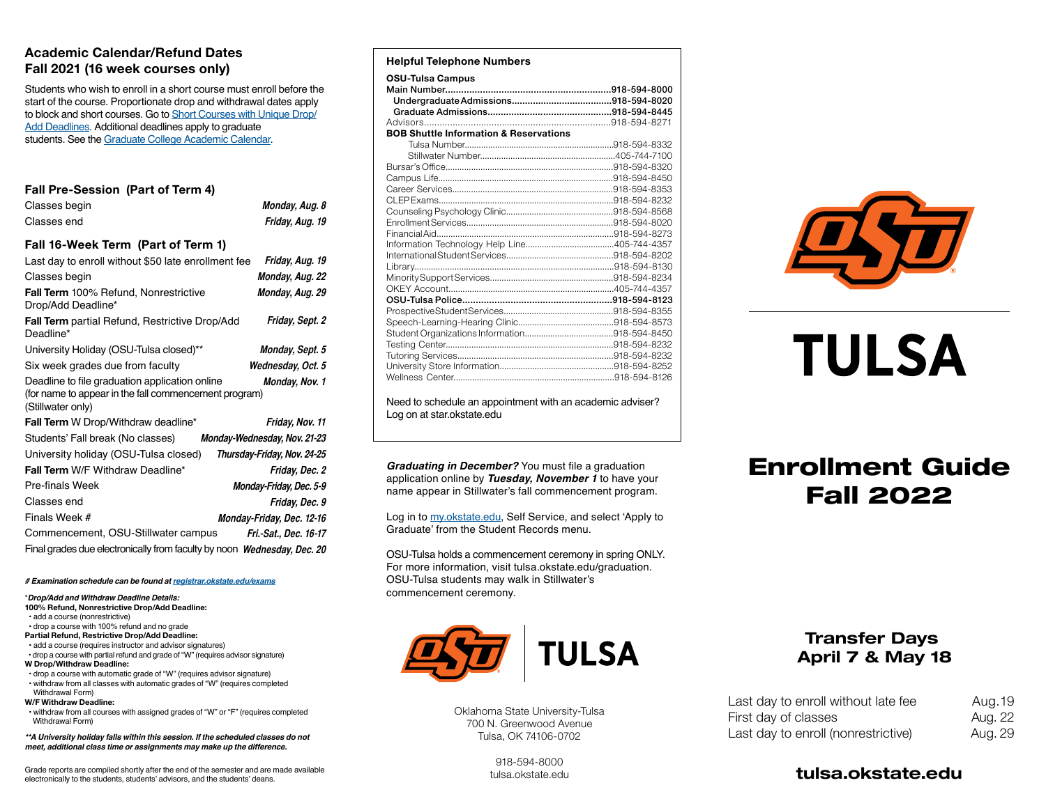## Academic Calendar/Refund Dates Fall 2021 (16 week courses only)

Students who wish to enroll in a short course must enroll before the start of the course. Proportionate drop and withdrawal dates apply to block and short courses. Go to Short Courses with Unique Drop/Add Deadlines. Additional deadlines apply to graduate students. See the Graduate College Academic Calendar.

### Fall Pre-Session (Part of Term 4)

| | |
|---|---|
| Classes begin | *Monday, Aug. 8* |
| Classes end | *Friday, Aug. 19* |

### Fall 16-Week Term (Part of Term 1)

| | |
|---|---|
| Last day to enroll without $50 late enrollment fee | *Friday, Aug. 19* |
| Classes begin | *Monday, Aug. 22* |
| **Fall Term** 100% Refund, Nonrestrictive Drop/Add Deadline* | *Monday, Aug. 29* |
| **Fall Term** partial Refund, Restrictive Drop/Add Deadline* | *Friday, Sept. 2* |
| University Holiday (OSU-Tulsa closed)** | *Monday, Sept. 5* |
| Six week grades due from faculty | *Wednesday, Oct. 5* |
| Deadline to file graduation application online (for name to appear in the fall commencement program) (Stillwater only) | *Monday, Nov. 1* |
| **Fall Term** W Drop/Withdraw deadline* | *Friday, Nov. 11* |
| Students' Fall break (No classes) | *Monday-Wednesday, Nov. 21-23* |
| University holiday (OSU-Tulsa closed) | *Thursday-Friday, Nov. 24-25* |
| **Fall Term** W/F Withdraw Deadline* | *Friday, Dec. 2* |
| Pre-finals Week | *Monday-Friday, Dec. 5-9* |
| Classes end | *Friday, Dec. 9* |
| Finals Week # | *Monday-Friday, Dec. 12-16* |
| Commencement, OSU-Stillwater campus | *Fri.-Sat., Dec. 16-17* |
| Final grades due electronically from faculty by noon | *Wednesday, Dec. 20* |

***# Examination schedule can be found at registrar.okstate.edu/exams***

****Drop/Add and Withdraw Deadline Details:***

**100% Refund, Nonrestrictive Drop/Add Deadline:**
- add a course (nonrestrictive)
- drop a course with 100% refund and no grade

**Partial Refund, Restrictive Drop/Add Deadline:**
- add a course (requires instructor and advisor signatures)
- drop a course with partial refund and grade of "W" (requires advisor signature)

**W Drop/Withdraw Deadline:**
- drop a course with automatic grade of "W" (requires advisor signature)
- withdraw from all classes with automatic grades of "W" (requires completed Withdrawal Form)

**W/F Withdraw Deadline:**
- withdraw from all courses with assigned grades of "W" or "F" (requires completed Withdrawal Form)

***\*\*A University holiday falls within this session. If the scheduled classes do not meet, additional class time or assignments may make up the difference.***

Grade reports are compiled shortly after the end of the semester and are made available electronically to the students, students' advisors, and the students' deans.

### Helpful Telephone Numbers

**OSU-Tulsa Campus**

| | |
|---|---|
| **Main Number** | **918-594-8000** |
| **Undergraduate Admissions** | **918-594-8020** |
| **Graduate Admissions** | **918-594-8445** |
| Advisors | 918-594-8271 |
| **BOB Shuttle Information & Reservations** | |
| Tulsa Number | 918-594-8332 |
| Stillwater Number | 405-744-7100 |
| Bursar's Office | 918-594-8320 |
| Campus Life | 918-594-8450 |
| Career Services | 918-594-8353 |
| CLEP Exams | 918-594-8232 |
| Counseling Psychology Clinic | 918-594-8568 |
| Enrollment Services | 918-594-8020 |
| Financial Aid | 918-594-8273 |
| Information Technology Help Line | 405-744-4357 |
| International Student Services | 918-594-8202 |
| Library | 918-594-8130 |
| Minority Support Services | 918-594-8234 |
| OKEY Account | 405-744-4357 |
| **OSU-Tulsa Police** | **918-594-8123** |
| Prospective Student Services | 918-594-8355 |
| Speech-Learning-Hearing Clinic | 918-594-8573 |
| Student Organizations Information | 918-594-8450 |
| Testing Center | 918-594-8232 |
| Tutoring Services | 918-594-8232 |
| University Store Information | 918-594-8252 |
| Wellness Center | 918-594-8126 |

Need to schedule an appointment with an academic adviser? Log on at star.okstate.edu

***Graduating in December?*** You must file a graduation application online by ***Tuesday, November 1*** to have your name appear in Stillwater's fall commencement program.

Log in to my.okstate.edu, Self Service, and select 'Apply to Graduate' from the Student Records menu.

OSU-Tulsa holds a commencement ceremony in spring ONLY. For more information, visit tulsa.okstate.edu/graduation. OSU-Tulsa students may walk in Stillwater's commencement ceremony.

OSU TULSA

Oklahoma State University-Tulsa
700 N. Greenwood Avenue
Tulsa, OK 74106-0702

918-594-8000
tulsa.okstate.edu

# TULSA

# Enrollment Guide Fall 2022

## Transfer Days April 7 & May 18

| | |
|---|---|
| Last day to enroll without late fee | Aug. 19 |
| First day of classes | Aug. 22 |
| Last day to enroll (nonrestrictive) | Aug. 29 |

**tulsa.okstate.edu**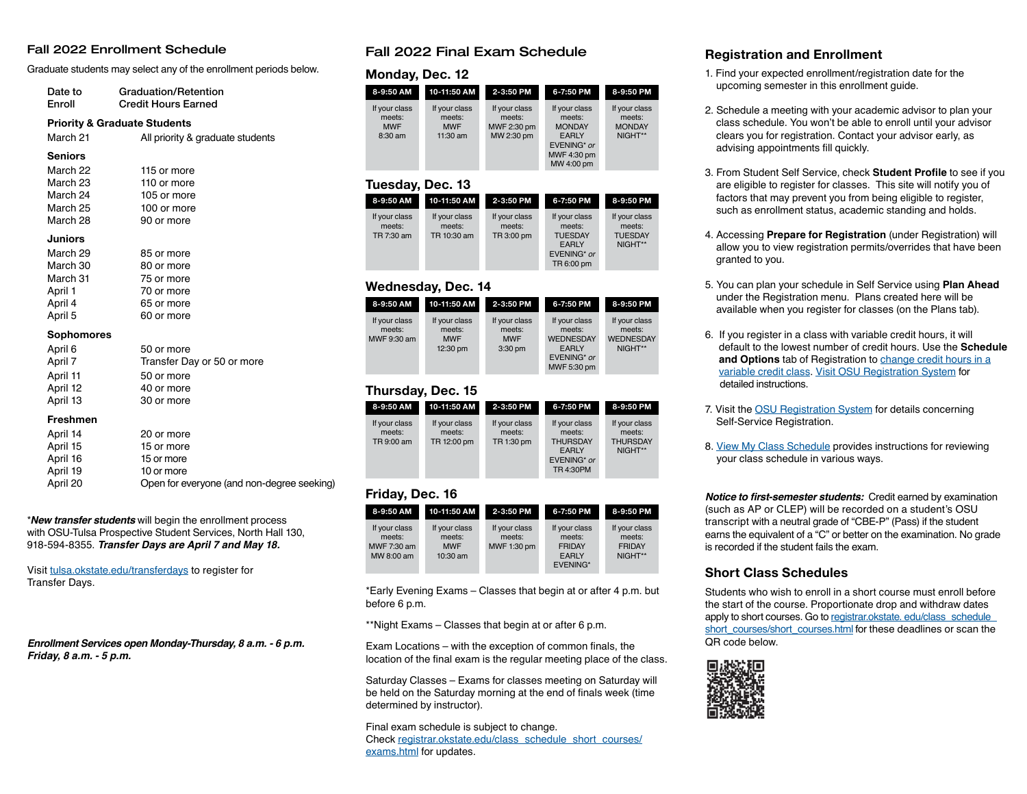## Fall 2022 Enrollment Schedule

Graduate students may select any of the enrollment periods below.

| Date to Enroll | Graduation/Retention Credit Hours Earned |
|---|---|
| **Priority & Graduate Students** | |
| March 21 | All priority & graduate students |
| **Seniors** | |
| March 22 | 115 or more |
| March 23 | 110 or more |
| March 24 | 105 or more |
| March 25 | 100 or more |
| March 28 | 90 or more |
| **Juniors** | |
| March 29 | 85 or more |
| March 30 | 80 or more |
| March 31 | 75 or more |
| April 1 | 70 or more |
| April 4 | 65 or more |
| April 5 | 60 or more |
| **Sophomores** | |
| April 6 | 50 or more |
| April 7 | Transfer Day or 50 or more |
| April 11 | 50 or more |
| April 12 | 40 or more |
| April 13 | 30 or more |
| **Freshmen** | |
| April 14 | 20 or more |
| April 15 | 15 or more |
| April 16 | 15 or more |
| April 19 | 10 or more |
| April 20 | Open for everyone (and non-degree seeking) |

**New transfer students* will begin the enrollment process with OSU-Tulsa Prospective Student Services, North Hall 130, 918-594-8355. ***Transfer Days are April 7 and May 18.***

Visit [tulsa.okstate.edu/transferdays](tulsa.okstate.edu/transferdays) to register for Transfer Days.

***Enrollment Services open Monday-Thursday, 8 a.m. - 6 p.m. Friday, 8 a.m. - 5 p.m.***

## Fall 2022 Final Exam Schedule

### Monday, Dec. 12

| 8-9:50 AM | 10-11:50 AM | 2-3:50 PM | 6-7:50 PM | 8-9:50 PM |
|---|---|---|---|---|
| If your class meets: MWF 8:30 am | If your class meets: MWF 11:30 am | If your class meets: MWF 2:30 pm MW 2:30 pm | If your class meets: MONDAY EARLY EVENING* *or* MWF 4:30 pm MW 4:00 pm | If your class meets: MONDAY NIGHT** |

### Tuesday, Dec. 13

| 8-9:50 AM | 10-11:50 AM | 2-3:50 PM | 6-7:50 PM | 8-9:50 PM |
|---|---|---|---|---|
| If your class meets: TR 7:30 am | If your class meets: TR 10:30 am | If your class meets: TR 3:00 pm | If your class meets: TUESDAY EARLY EVENING* *or* TR 6:00 pm | If your class meets: TUESDAY NIGHT** |

### Wednesday, Dec. 14

| 8-9:50 AM | 10-11:50 AM | 2-3:50 PM | 6-7:50 PM | 8-9:50 PM |
|---|---|---|---|---|
| If your class meets: MWF 9:30 am | If your class meets: MWF 12:30 pm | If your class meets: MWF 3:30 pm | If your class meets: WEDNESDAY EARLY EVENING* *or* MWF 5:30 pm | If your class meets: WEDNESDAY NIGHT** |

### Thursday, Dec. 15

| 8-9:50 AM | 10-11:50 AM | 2-3:50 PM | 6-7:50 PM | 8-9:50 PM |
|---|---|---|---|---|
| If your class meets: TR 9:00 am | If your class meets: TR 12:00 pm | If your class meets: TR 1:30 pm | If your class meets: THURSDAY EARLY EVENING* *or* TR 4:30PM | If your class meets: THURSDAY NIGHT** |

### Friday, Dec. 16

| 8-9:50 AM | 10-11:50 AM | 2-3:50 PM | 6-7:50 PM | 8-9:50 PM |
|---|---|---|---|---|
| If your class meets: MWF 7:30 am MW 8:00 am | If your class meets: MWF 10:30 am | If your class meets: MWF 1:30 pm | If your class meets: FRIDAY EARLY EVENING* | If your class meets: FRIDAY NIGHT** |

*Early Evening Exams – Classes that begin at or after 4 p.m. but before 6 p.m.

**Night Exams – Classes that begin at or after 6 p.m.

Exam Locations – with the exception of common finals, the location of the final exam is the regular meeting place of the class.

Saturday Classes – Exams for classes meeting on Saturday will be held on the Saturday morning at the end of finals week (time determined by instructor).

Final exam schedule is subject to change.
Check [registrar.okstate.edu/class_schedule_short_courses/exams.html](registrar.okstate.edu/class_schedule_short_courses/exams.html) for updates.

## Registration and Enrollment

1. Find your expected enrollment/registration date for the upcoming semester in this enrollment guide.
2. Schedule a meeting with your academic advisor to plan your class schedule. You won't be able to enroll until your advisor clears you for registration. Contact your advisor early, as advising appointments fill quickly.
3. From Student Self Service, check **Student Profile** to see if you are eligible to register for classes. This site will notify you of factors that may prevent you from being eligible to register, such as enrollment status, academic standing and holds.
4. Accessing **Prepare for Registration** (under Registration) will allow you to view registration permits/overrides that have been granted to you.
5. You can plan your schedule in Self Service using **Plan Ahead** under the Registration menu. Plans created here will be available when you register for classes (on the Plans tab).
6. If you register in a class with variable credit hours, it will default to the lowest number of credit hours. Use the **Schedule and Options** tab of Registration to change credit hours in a variable credit class. Visit OSU Registration System for detailed instructions.
7. Visit the OSU Registration System for details concerning Self-Service Registration.
8. View My Class Schedule provides instructions for reviewing your class schedule in various ways.

***Notice to first-semester students:*** Credit earned by examination (such as AP or CLEP) will be recorded on a student's OSU transcript with a neutral grade of "CBE-P" (Pass) if the student earns the equivalent of a "C" or better on the examination. No grade is recorded if the student fails the exam.

## Short Class Schedules

Students who wish to enroll in a short course must enroll before the start of the course. Proportionate drop and withdraw dates apply to short courses. Go to [registrar.okstate. edu/class_schedule_short_courses/short_courses.html](registrar.okstate.edu/class_schedule_short_courses/short_courses.html) for these deadlines or scan the QR code below.